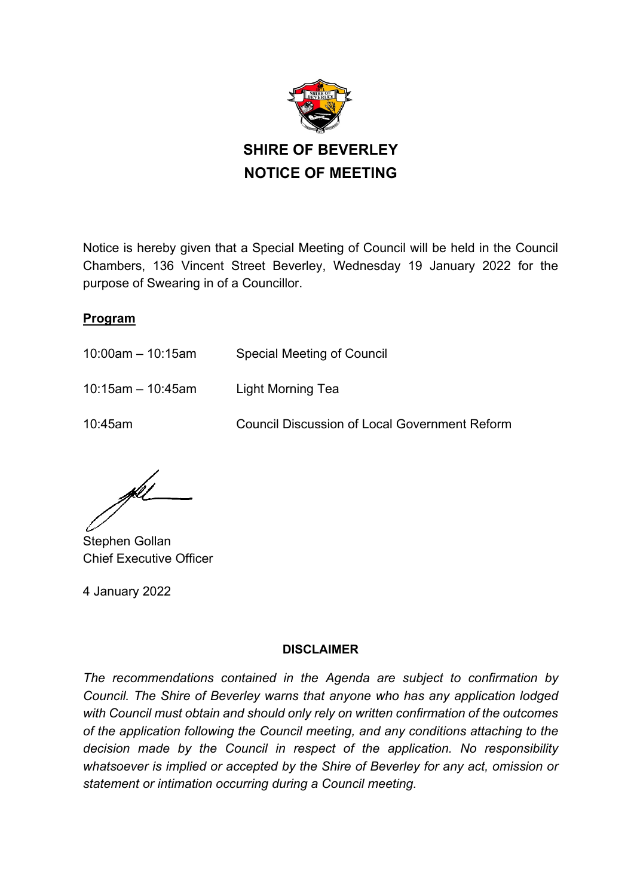# SHIRE OF BEVERLEY
# NOTICE OF MEETING

Notice is hereby given that a Special Meeting of Council will be held in the Council Chambers, 136 Vincent Street Beverley, Wednesday 19 January 2022 for the purpose of Swearing in of a Councillor.

**Program**

| | |
|---|---|
| 10:00am – 10:15am | Special Meeting of Council |
| 10:15am – 10:45am | Light Morning Tea |
| 10:45am | Council Discussion of Local Government Reform |

Stephen Gollan
Chief Executive Officer

4 January 2022

**DISCLAIMER**

*The recommendations contained in the Agenda are subject to confirmation by Council. The Shire of Beverley warns that anyone who has any application lodged with Council must obtain and should only rely on written confirmation of the outcomes of the application following the Council meeting, and any conditions attaching to the decision made by the Council in respect of the application. No responsibility whatsoever is implied or accepted by the Shire of Beverley for any act, omission or statement or intimation occurring during a Council meeting.*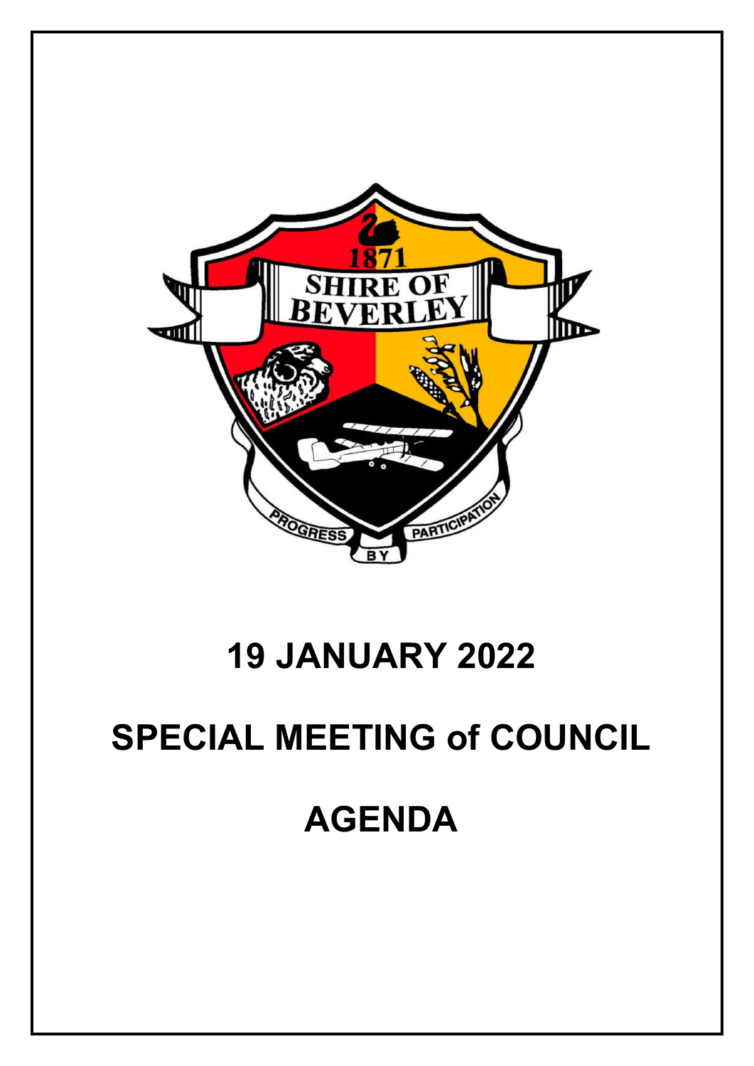# 19 JANUARY 2022

# SPECIAL MEETING of COUNCIL

# AGENDA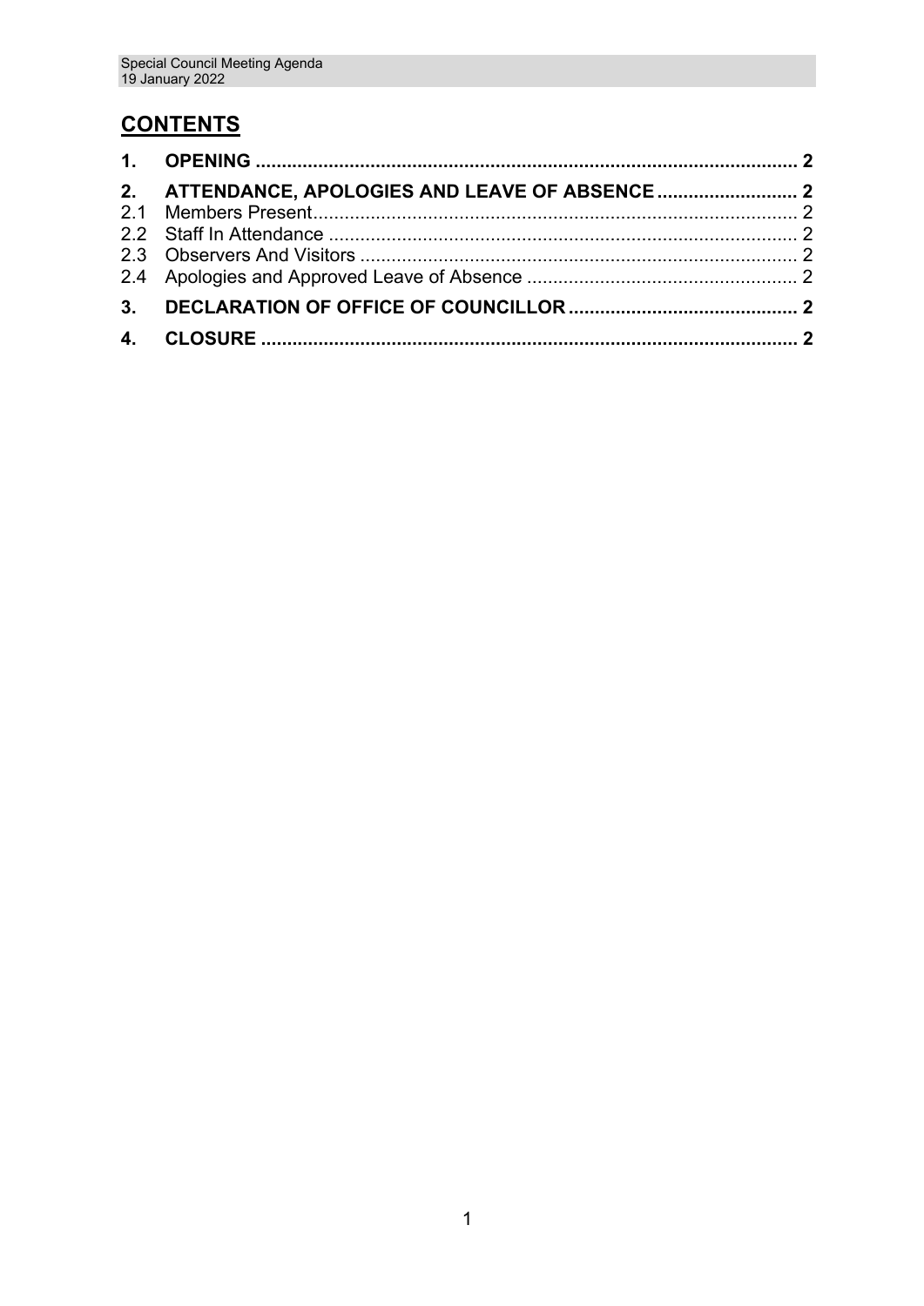## CONTENTS

**1. OPENING** ........................................................................................................ **2**

**2. ATTENDANCE, APOLOGIES AND LEAVE OF ABSENCE** ............................ **2**

2.1 Members Present............................................................................................ 2

2.2 Staff In Attendance .......................................................................................... 2

2.3 Observers And Visitors .................................................................................... 2

2.4 Apologies and Approved Leave of Absence .................................................... 2

**3. DECLARATION OF OFFICE OF COUNCILLOR** ............................................ **2**

**4. CLOSURE** ....................................................................................................... **2**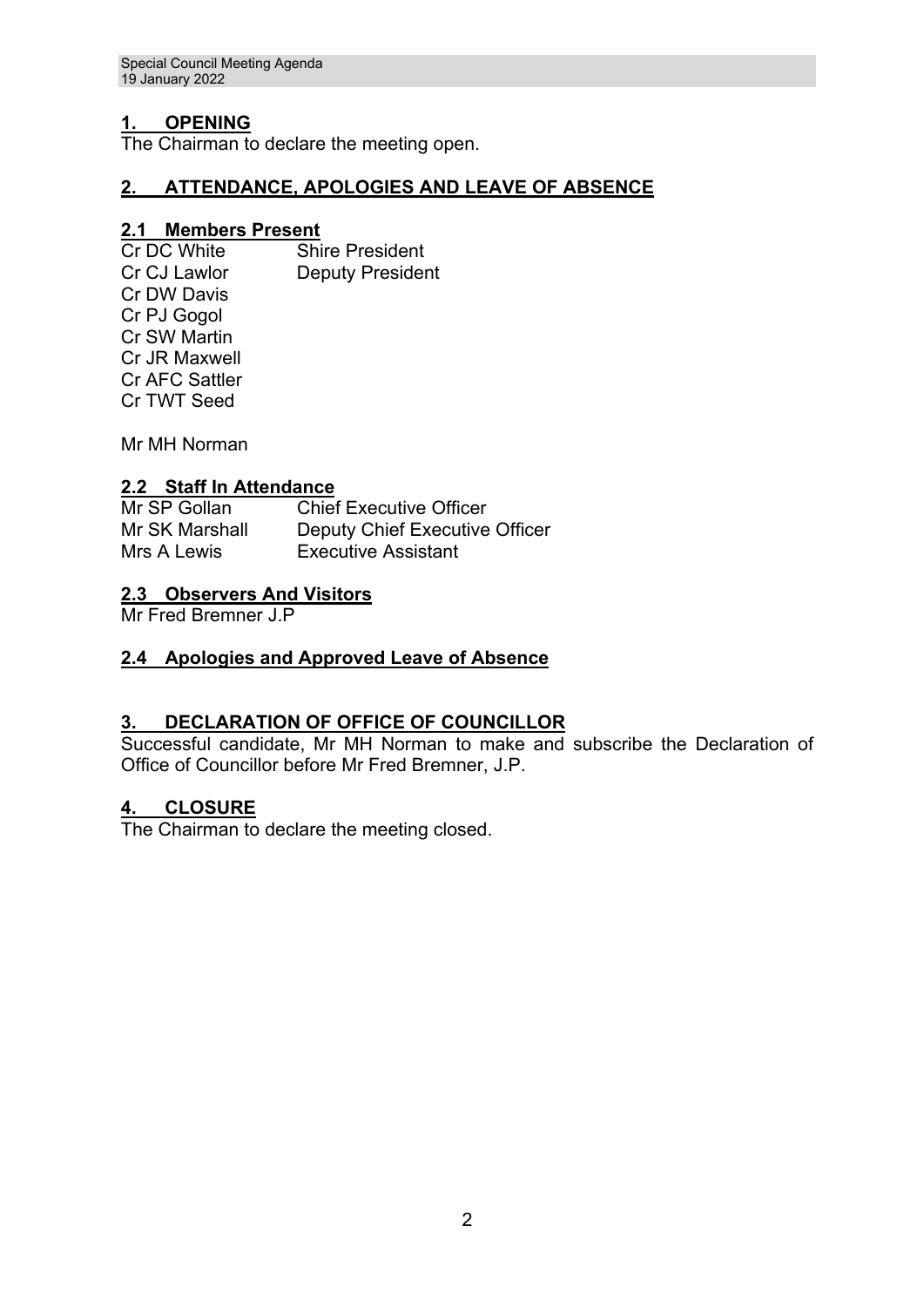## 1. OPENING

The Chairman to declare the meeting open.

## 2. ATTENDANCE, APOLOGIES AND LEAVE OF ABSENCE

### 2.1 Members Present

| | |
|---|---|
| Cr DC White | Shire President |
| Cr CJ Lawlor | Deputy President |
| Cr DW Davis | |
| Cr PJ Gogol | |
| Cr SW Martin | |
| Cr JR Maxwell | |
| Cr AFC Sattler | |
| Cr TWT Seed | |

Mr MH Norman

### 2.2 Staff In Attendance

| | |
|---|---|
| Mr SP Gollan | Chief Executive Officer |
| Mr SK Marshall | Deputy Chief Executive Officer |
| Mrs A Lewis | Executive Assistant |

### 2.3 Observers And Visitors

Mr Fred Bremner J.P

### 2.4 Apologies and Approved Leave of Absence

## 3. DECLARATION OF OFFICE OF COUNCILLOR

Successful candidate, Mr MH Norman to make and subscribe the Declaration of Office of Councillor before Mr Fred Bremner, J.P.

## 4. CLOSURE

The Chairman to declare the meeting closed.